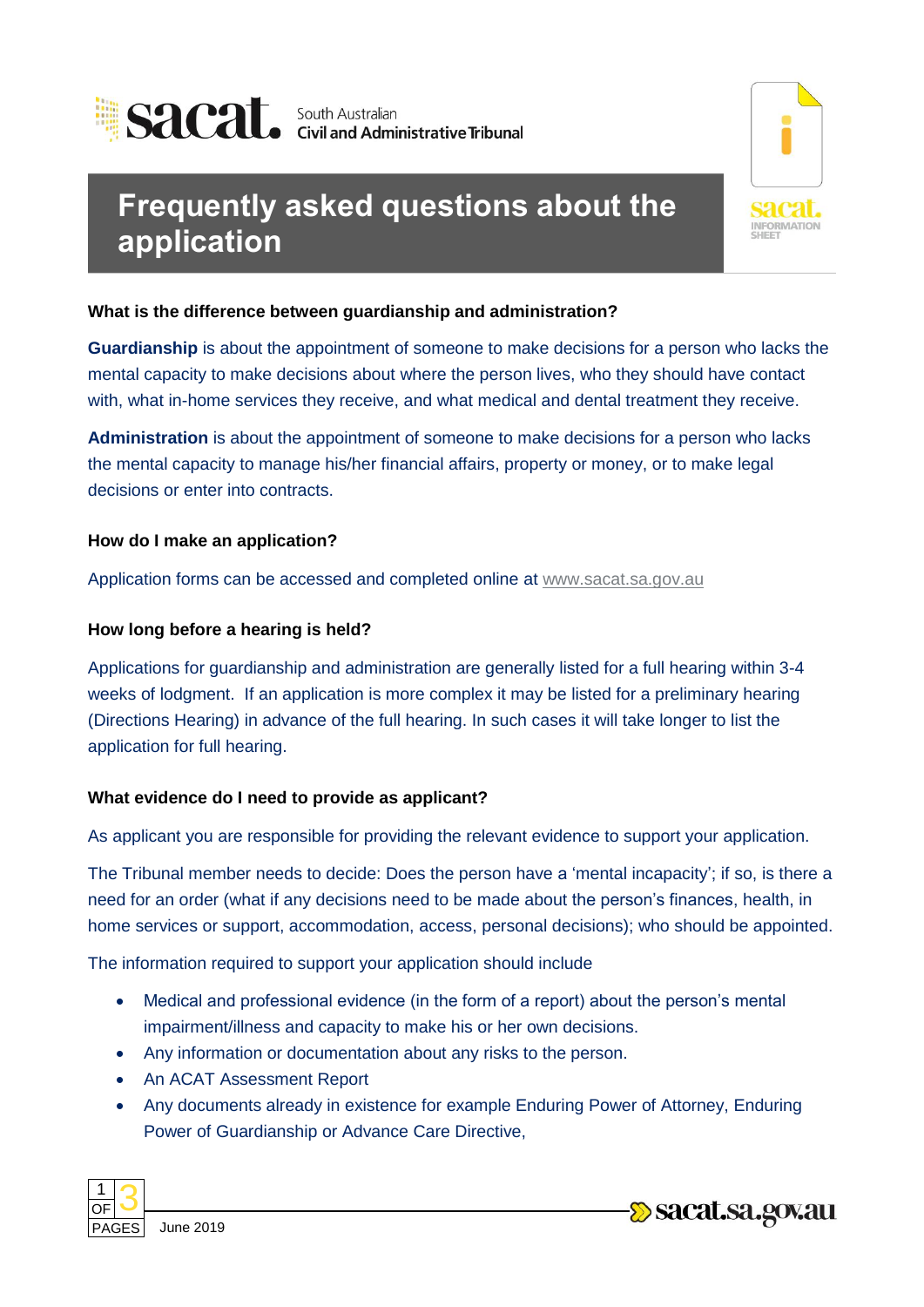South Australian Civil and Administrative Tribunal

# Frequently asked questions about the application

### What is the difference between guardianship and administration?

**Guardianship** is about the appointment of someone to make decisions for a person who lacks the mental capacity to make decisions about where the person lives, who they should have contact with, what in-home services they receive, and what medical and dental treatment they receive.

**Administration** is about the appointment of someone to make decisions for a person who lacks the mental capacity to manage his/her financial affairs, property or money, or to make legal decisions or enter into contracts.

### How do I make an application?

Application forms can be accessed and completed online at www.sacat.sa.gov.au

### How long before a hearing is held?

Applications for guardianship and administration are generally listed for a full hearing within 3-4 weeks of lodgment. If an application is more complex it may be listed for a preliminary hearing (Directions Hearing) in advance of the full hearing. In such cases it will take longer to list the application for full hearing.

### What evidence do I need to provide as applicant?

As applicant you are responsible for providing the relevant evidence to support your application.

The Tribunal member needs to decide: Does the person have a 'mental incapacity'; if so, is there a need for an order (what if any decisions need to be made about the person's finances, health, in home services or support, accommodation, access, personal decisions); who should be appointed.

The information required to support your application should include

- Medical and professional evidence (in the form of a report) about the person's mental impairment/illness and capacity to make his or her own decisions.
- Any information or documentation about any risks to the person.
- An ACAT Assessment Report
- Any documents already in existence for example Enduring Power of Attorney, Enduring Power of Guardianship or Advance Care Directive,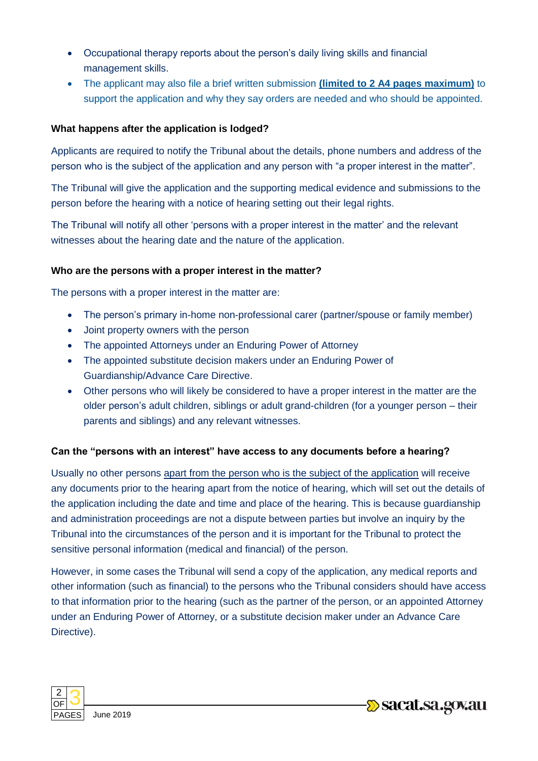- Occupational therapy reports about the person's daily living skills and financial management skills.
- The applicant may also file a brief written submission **(limited to 2 A4 pages maximum)** to support the application and why they say orders are needed and who should be appointed.

**What happens after the application is lodged?**

Applicants are required to notify the Tribunal about the details, phone numbers and address of the person who is the subject of the application and any person with "a proper interest in the matter".

The Tribunal will give the application and the supporting medical evidence and submissions to the person before the hearing with a notice of hearing setting out their legal rights.

The Tribunal will notify all other 'persons with a proper interest in the matter' and the relevant witnesses about the hearing date and the nature of the application.

**Who are the persons with a proper interest in the matter?**

The persons with a proper interest in the matter are:

- The person's primary in-home non-professional carer (partner/spouse or family member)
- Joint property owners with the person
- The appointed Attorneys under an Enduring Power of Attorney
- The appointed substitute decision makers under an Enduring Power of Guardianship/Advance Care Directive.
- Other persons who will likely be considered to have a proper interest in the matter are the older person's adult children, siblings or adult grand-children (for a younger person – their parents and siblings) and any relevant witnesses.

**Can the "persons with an interest" have access to any documents before a hearing?**

Usually no other persons apart from the person who is the subject of the application will receive any documents prior to the hearing apart from the notice of hearing, which will set out the details of the application including the date and time and place of the hearing. This is because guardianship and administration proceedings are not a dispute between parties but involve an inquiry by the Tribunal into the circumstances of the person and it is important for the Tribunal to protect the sensitive personal information (medical and financial) of the person.

However, in some cases the Tribunal will send a copy of the application, any medical reports and other information (such as financial) to the persons who the Tribunal considers should have access to that information prior to the hearing (such as the partner of the person, or an appointed Attorney under an Enduring Power of Attorney, or a substitute decision maker under an Advance Care Directive).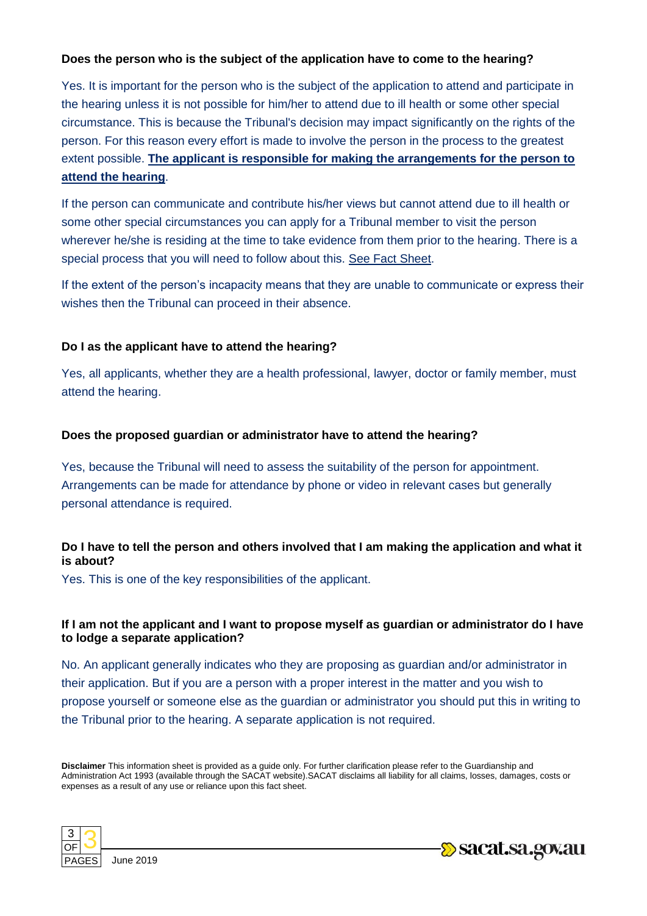**Does the person who is the subject of the application have to come to the hearing?**

Yes. It is important for the person who is the subject of the application to attend and participate in the hearing unless it is not possible for him/her to attend due to ill health or some other special circumstance. This is because the Tribunal's decision may impact significantly on the rights of the person. For this reason every effort is made to involve the person in the process to the greatest extent possible. **The applicant is responsible for making the arrangements for the person to attend the hearing**.

If the person can communicate and contribute his/her views but cannot attend due to ill health or some other special circumstances you can apply for a Tribunal member to visit the person wherever he/she is residing at the time to take evidence from them prior to the hearing. There is a special process that you will need to follow about this. See Fact Sheet.

If the extent of the person's incapacity means that they are unable to communicate or express their wishes then the Tribunal can proceed in their absence.

**Do I as the applicant have to attend the hearing?**

Yes, all applicants, whether they are a health professional, lawyer, doctor or family member, must attend the hearing.

**Does the proposed guardian or administrator have to attend the hearing?**

Yes, because the Tribunal will need to assess the suitability of the person for appointment. Arrangements can be made for attendance by phone or video in relevant cases but generally personal attendance is required.

**Do I have to tell the person and others involved that I am making the application and what it is about?**

Yes. This is one of the key responsibilities of the applicant.

**If I am not the applicant and I want to propose myself as guardian or administrator do I have to lodge a separate application?**

No. An applicant generally indicates who they are proposing as guardian and/or administrator in their application. But if you are a person with a proper interest in the matter and you wish to propose yourself or someone else as the guardian or administrator you should put this in writing to the Tribunal prior to the hearing. A separate application is not required.

**Disclaimer** This information sheet is provided as a guide only. For further clarification please refer to the Guardianship and Administration Act 1993 (available through the SACAT website).SACAT disclaims all liability for all claims, losses, damages, costs or expenses as a result of any use or reliance upon this fact sheet.

June 2019